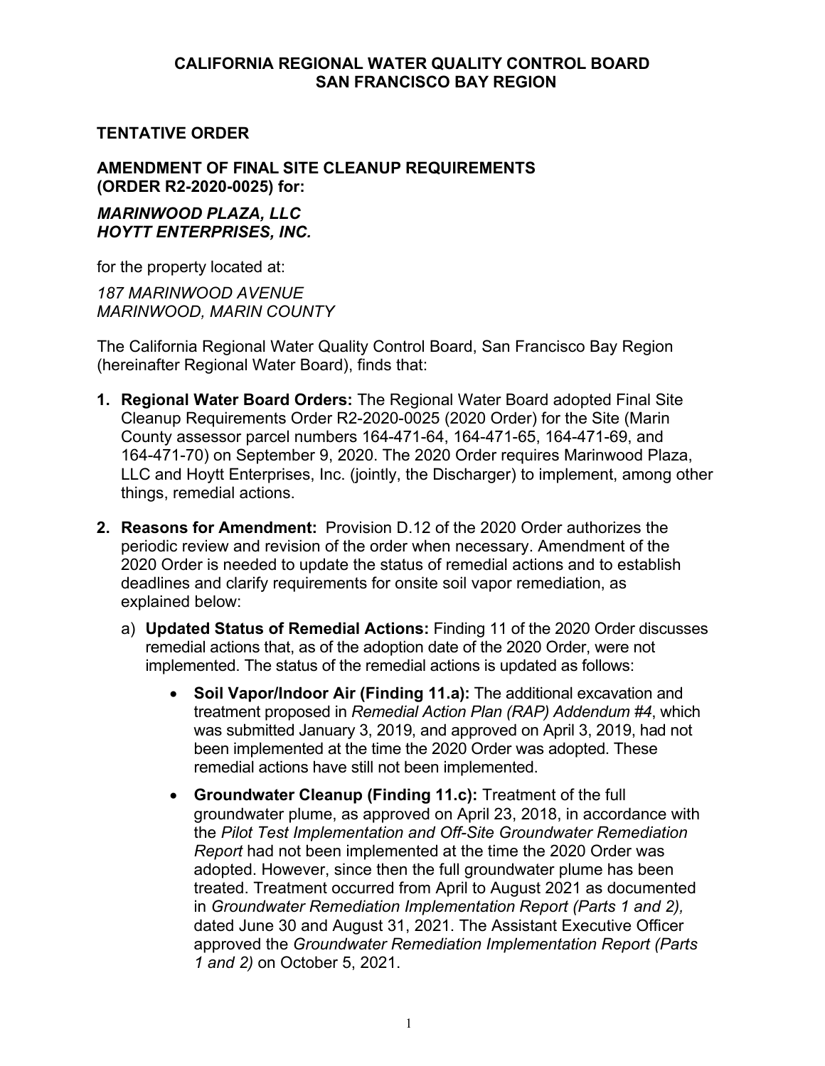**CALIFORNIA REGIONAL WATER QUALITY CONTROL BOARD**
**SAN FRANCISCO BAY REGION**

**TENTATIVE ORDER**

**AMENDMENT OF FINAL SITE CLEANUP REQUIREMENTS (ORDER R2-2020-0025) for:**

***MARINWOOD PLAZA, LLC***
***HOYTT ENTERPRISES, INC.***

for the property located at:

*187 MARINWOOD AVENUE*
*MARINWOOD, MARIN COUNTY*

The California Regional Water Quality Control Board, San Francisco Bay Region (hereinafter Regional Water Board), finds that:

1. **Regional Water Board Orders:** The Regional Water Board adopted Final Site Cleanup Requirements Order R2-2020-0025 (2020 Order) for the Site (Marin County assessor parcel numbers 164-471-64, 164-471-65, 164-471-69, and 164-471-70) on September 9, 2020. The 2020 Order requires Marinwood Plaza, LLC and Hoytt Enterprises, Inc. (jointly, the Discharger) to implement, among other things, remedial actions.

2. **Reasons for Amendment:** Provision D.12 of the 2020 Order authorizes the periodic review and revision of the order when necessary. Amendment of the 2020 Order is needed to update the status of remedial actions and to establish deadlines and clarify requirements for onsite soil vapor remediation, as explained below:

   a) **Updated Status of Remedial Actions:** Finding 11 of the 2020 Order discusses remedial actions that, as of the adoption date of the 2020 Order, were not implemented. The status of the remedial actions is updated as follows:

      - **Soil Vapor/Indoor Air (Finding 11.a):** The additional excavation and treatment proposed in *Remedial Action Plan (RAP) Addendum #4*, which was submitted January 3, 2019, and approved on April 3, 2019, had not been implemented at the time the 2020 Order was adopted. These remedial actions have still not been implemented.

      - **Groundwater Cleanup (Finding 11.c):** Treatment of the full groundwater plume, as approved on April 23, 2018, in accordance with the *Pilot Test Implementation and Off-Site Groundwater Remediation Report* had not been implemented at the time the 2020 Order was adopted. However, since then the full groundwater plume has been treated. Treatment occurred from April to August 2021 as documented in *Groundwater Remediation Implementation Report (Parts 1 and 2),* dated June 30 and August 31, 2021. The Assistant Executive Officer approved the *Groundwater Remediation Implementation Report (Parts 1 and 2)* on October 5, 2021.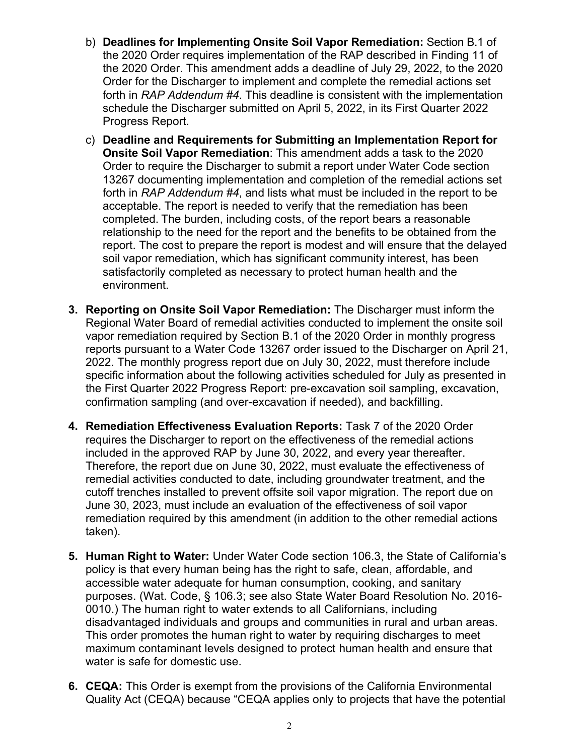b) **Deadlines for Implementing Onsite Soil Vapor Remediation:** Section B.1 of the 2020 Order requires implementation of the RAP described in Finding 11 of the 2020 Order. This amendment adds a deadline of July 29, 2022, to the 2020 Order for the Discharger to implement and complete the remedial actions set forth in *RAP Addendum #4*. This deadline is consistent with the implementation schedule the Discharger submitted on April 5, 2022, in its First Quarter 2022 Progress Report.

c) **Deadline and Requirements for Submitting an Implementation Report for Onsite Soil Vapor Remediation**: This amendment adds a task to the 2020 Order to require the Discharger to submit a report under Water Code section 13267 documenting implementation and completion of the remedial actions set forth in *RAP Addendum #4*, and lists what must be included in the report to be acceptable. The report is needed to verify that the remediation has been completed. The burden, including costs, of the report bears a reasonable relationship to the need for the report and the benefits to be obtained from the report. The cost to prepare the report is modest and will ensure that the delayed soil vapor remediation, which has significant community interest, has been satisfactorily completed as necessary to protect human health and the environment.

3. **Reporting on Onsite Soil Vapor Remediation:** The Discharger must inform the Regional Water Board of remedial activities conducted to implement the onsite soil vapor remediation required by Section B.1 of the 2020 Order in monthly progress reports pursuant to a Water Code 13267 order issued to the Discharger on April 21, 2022. The monthly progress report due on July 30, 2022, must therefore include specific information about the following activities scheduled for July as presented in the First Quarter 2022 Progress Report: pre-excavation soil sampling, excavation, confirmation sampling (and over-excavation if needed), and backfilling.

4. **Remediation Effectiveness Evaluation Reports:** Task 7 of the 2020 Order requires the Discharger to report on the effectiveness of the remedial actions included in the approved RAP by June 30, 2022, and every year thereafter. Therefore, the report due on June 30, 2022, must evaluate the effectiveness of remedial activities conducted to date, including groundwater treatment, and the cutoff trenches installed to prevent offsite soil vapor migration. The report due on June 30, 2023, must include an evaluation of the effectiveness of soil vapor remediation required by this amendment (in addition to the other remedial actions taken).

5. **Human Right to Water:** Under Water Code section 106.3, the State of California's policy is that every human being has the right to safe, clean, affordable, and accessible water adequate for human consumption, cooking, and sanitary purposes. (Wat. Code, § 106.3; see also State Water Board Resolution No. 2016-0010.) The human right to water extends to all Californians, including disadvantaged individuals and groups and communities in rural and urban areas. This order promotes the human right to water by requiring discharges to meet maximum contaminant levels designed to protect human health and ensure that water is safe for domestic use.

6. **CEQA:** This Order is exempt from the provisions of the California Environmental Quality Act (CEQA) because "CEQA applies only to projects that have the potential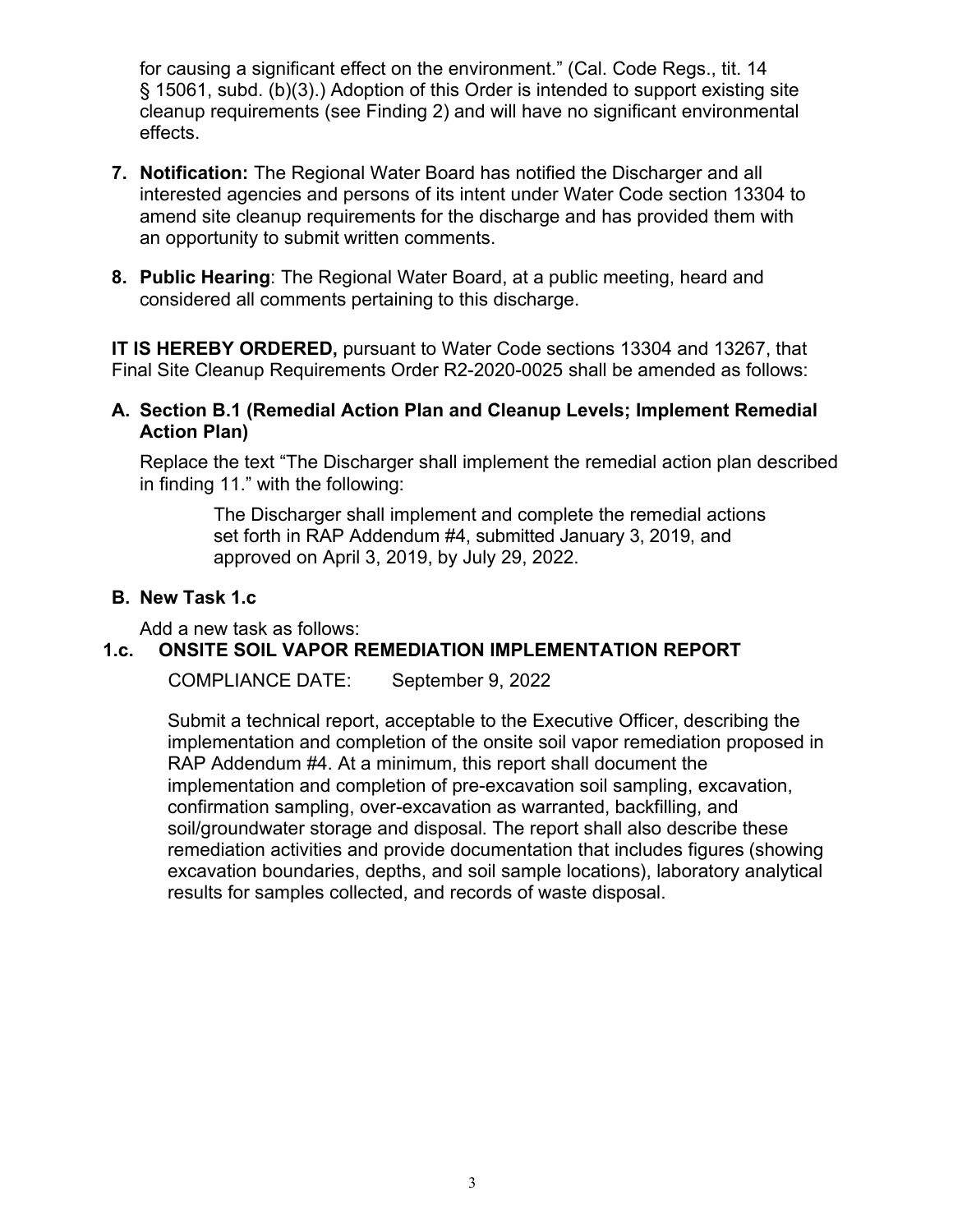for causing a significant effect on the environment." (Cal. Code Regs., tit. 14 § 15061, subd. (b)(3).) Adoption of this Order is intended to support existing site cleanup requirements (see Finding 2) and will have no significant environmental effects.

7. **Notification:** The Regional Water Board has notified the Discharger and all interested agencies and persons of its intent under Water Code section 13304 to amend site cleanup requirements for the discharge and has provided them with an opportunity to submit written comments.

8. **Public Hearing**: The Regional Water Board, at a public meeting, heard and considered all comments pertaining to this discharge.

**IT IS HEREBY ORDERED,** pursuant to Water Code sections 13304 and 13267, that Final Site Cleanup Requirements Order R2-2020-0025 shall be amended as follows:

**A. Section B.1 (Remedial Action Plan and Cleanup Levels; Implement Remedial Action Plan)**

Replace the text "The Discharger shall implement the remedial action plan described in finding 11." with the following:

> The Discharger shall implement and complete the remedial actions set forth in RAP Addendum #4, submitted January 3, 2019, and approved on April 3, 2019, by July 29, 2022.

**B. New Task 1.c**

Add a new task as follows:

**1.c. ONSITE SOIL VAPOR REMEDIATION IMPLEMENTATION REPORT**

COMPLIANCE DATE: September 9, 2022

Submit a technical report, acceptable to the Executive Officer, describing the implementation and completion of the onsite soil vapor remediation proposed in RAP Addendum #4. At a minimum, this report shall document the implementation and completion of pre-excavation soil sampling, excavation, confirmation sampling, over-excavation as warranted, backfilling, and soil/groundwater storage and disposal. The report shall also describe these remediation activities and provide documentation that includes figures (showing excavation boundaries, depths, and soil sample locations), laboratory analytical results for samples collected, and records of waste disposal.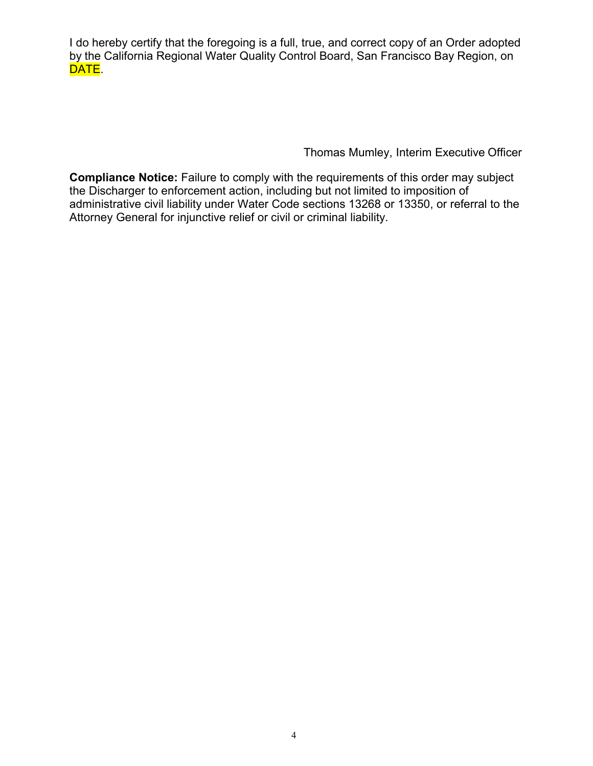I do hereby certify that the foregoing is a full, true, and correct copy of an Order adopted by the California Regional Water Quality Control Board, San Francisco Bay Region, on DATE.

Thomas Mumley, Interim Executive Officer

**Compliance Notice:** Failure to comply with the requirements of this order may subject the Discharger to enforcement action, including but not limited to imposition of administrative civil liability under Water Code sections 13268 or 13350, or referral to the Attorney General for injunctive relief or civil or criminal liability.